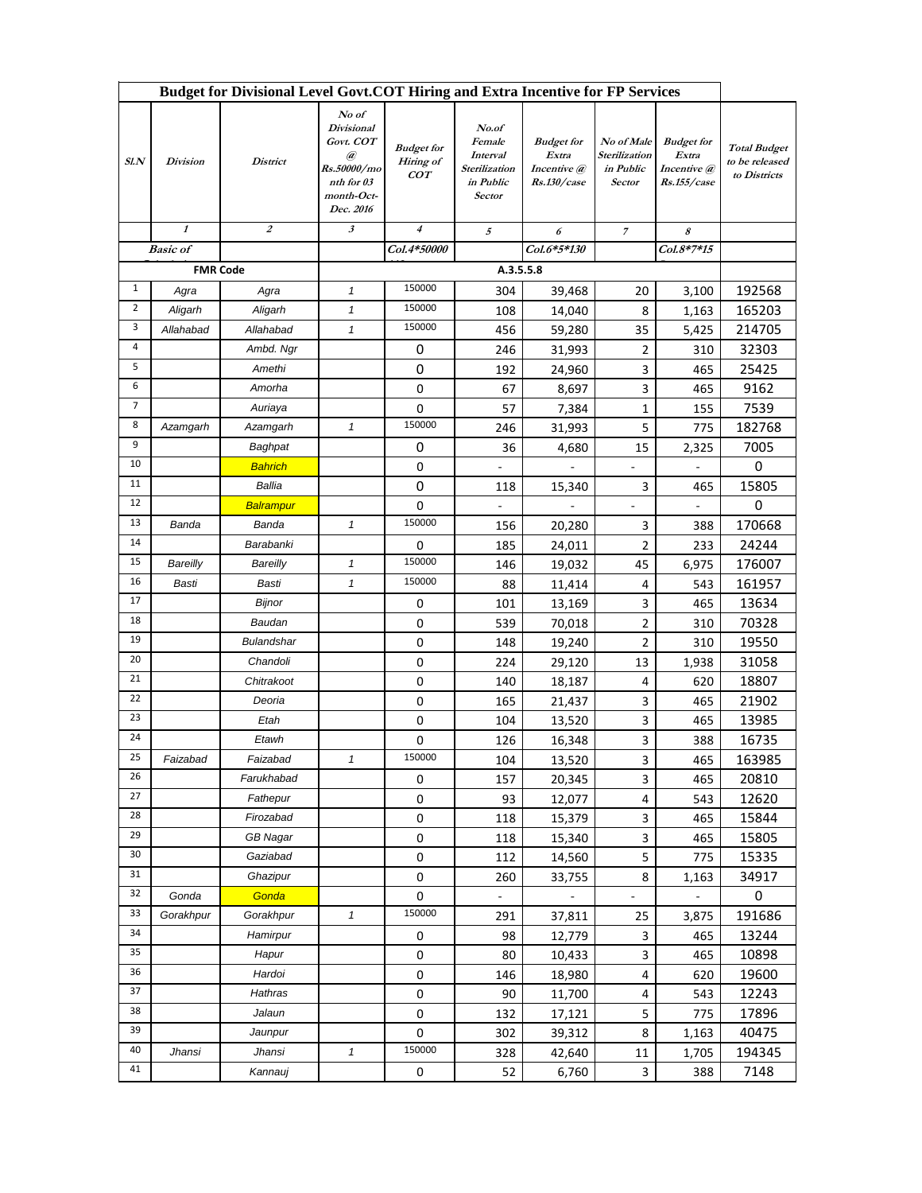# Budget for Divisional Level Govt.COT Hiring and Extra Incentive for FP Services

| Sl.N | Division | District | No of Divisional Govt. COT @ Rs.50000/month for 03 month-Oct-Dec. 2016 | Budget for Hiring of COT | No.of Female Interval Sterilization in Public Sector | Budget for Extra Incentive @ Rs.130/case | No of Male Sterilization in Public Sector | Budget for Extra Incentive @ Rs.155/case | Total Budget to be released to Districts |
|---|---|---|---|---|---|---|---|---|---|
| | 1 | 2 | 3 | 4 | 5 | 6 | 7 | 8 | |
| | Basic of | | | Col.4*50000 | | Col.6*5*130 | | Col.8*7*15 | |
| | FMR Code | | | | A.3.5.5.8 | | | | |
| 1 | Agra | Agra | 1 | 150000 | 304 | 39,468 | 20 | 3,100 | 192568 |
| 2 | Aligarh | Aligarh | 1 | 150000 | 108 | 14,040 | 8 | 1,163 | 165203 |
| 3 | Allahabad | Allahabad | 1 | 150000 | 456 | 59,280 | 35 | 5,425 | 214705 |
| 4 | | Ambd. Ngr | | 0 | 246 | 31,993 | 2 | 310 | 32303 |
| 5 | | Amethi | | 0 | 192 | 24,960 | 3 | 465 | 25425 |
| 6 | | Amorha | | 0 | 67 | 8,697 | 3 | 465 | 9162 |
| 7 | | Auriaya | | 0 | 57 | 7,384 | 1 | 155 | 7539 |
| 8 | Azamgarh | Azamgarh | 1 | 150000 | 246 | 31,993 | 5 | 775 | 182768 |
| 9 | | Baghpat | | 0 | 36 | 4,680 | 15 | 2,325 | 7005 |
| 10 | | Bahrich | | 0 | - | - | - | - | 0 |
| 11 | | Ballia | | 0 | 118 | 15,340 | 3 | 465 | 15805 |
| 12 | | Balrampur | | 0 | - | - | - | - | 0 |
| 13 | Banda | Banda | 1 | 150000 | 156 | 20,280 | 3 | 388 | 170668 |
| 14 | | Barabanki | | 0 | 185 | 24,011 | 2 | 233 | 24244 |
| 15 | Bareilly | Bareilly | 1 | 150000 | 146 | 19,032 | 45 | 6,975 | 176007 |
| 16 | Basti | Basti | 1 | 150000 | 88 | 11,414 | 4 | 543 | 161957 |
| 17 | | Bijnor | | 0 | 101 | 13,169 | 3 | 465 | 13634 |
| 18 | | Baudan | | 0 | 539 | 70,018 | 2 | 310 | 70328 |
| 19 | | Bulandshar | | 0 | 148 | 19,240 | 2 | 310 | 19550 |
| 20 | | Chandoli | | 0 | 224 | 29,120 | 13 | 1,938 | 31058 |
| 21 | | Chitrakoot | | 0 | 140 | 18,187 | 4 | 620 | 18807 |
| 22 | | Deoria | | 0 | 165 | 21,437 | 3 | 465 | 21902 |
| 23 | | Etah | | 0 | 104 | 13,520 | 3 | 465 | 13985 |
| 24 | | Etawh | | 0 | 126 | 16,348 | 3 | 388 | 16735 |
| 25 | Faizabad | Faizabad | 1 | 150000 | 104 | 13,520 | 3 | 465 | 163985 |
| 26 | | Farukhabad | | 0 | 157 | 20,345 | 3 | 465 | 20810 |
| 27 | | Fathepur | | 0 | 93 | 12,077 | 4 | 543 | 12620 |
| 28 | | Firozabad | | 0 | 118 | 15,379 | 3 | 465 | 15844 |
| 29 | | GB Nagar | | 0 | 118 | 15,340 | 3 | 465 | 15805 |
| 30 | | Gaziabad | | 0 | 112 | 14,560 | 5 | 775 | 15335 |
| 31 | | Ghazipur | | 0 | 260 | 33,755 | 8 | 1,163 | 34917 |
| 32 | Gonda | Gonda | | 0 | - | - | - | - | 0 |
| 33 | Gorakhpur | Gorakhpur | 1 | 150000 | 291 | 37,811 | 25 | 3,875 | 191686 |
| 34 | | Hamirpur | | 0 | 98 | 12,779 | 3 | 465 | 13244 |
| 35 | | Hapur | | 0 | 80 | 10,433 | 3 | 465 | 10898 |
| 36 | | Hardoi | | 0 | 146 | 18,980 | 4 | 620 | 19600 |
| 37 | | Hathras | | 0 | 90 | 11,700 | 4 | 543 | 12243 |
| 38 | | Jalaun | | 0 | 132 | 17,121 | 5 | 775 | 17896 |
| 39 | | Jaunpur | | 0 | 302 | 39,312 | 8 | 1,163 | 40475 |
| 40 | Jhansi | Jhansi | 1 | 150000 | 328 | 42,640 | 11 | 1,705 | 194345 |
| 41 | | Kannauj | | 0 | 52 | 6,760 | 3 | 388 | 7148 |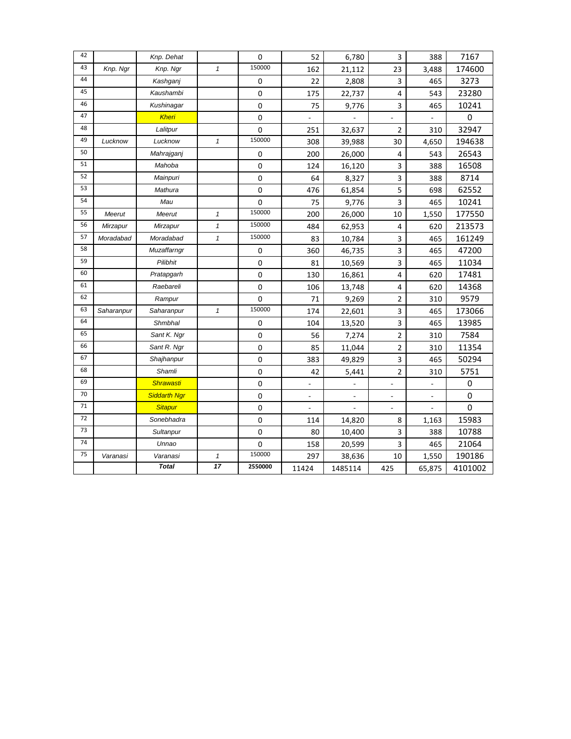| | | | | | | | | | |
|---|---|---|---|---|---|---|---|---|---|
| 42 | | *Knp. Dehat* | | 0 | 52 | 6,780 | 3 | 388 | 7167 |
| 43 | *Knp. Ngr* | *Knp. Ngr* | *1* | 150000 | 162 | 21,112 | 23 | 3,488 | 174600 |
| 44 | | *Kashganj* | | 0 | 22 | 2,808 | 3 | 465 | 3273 |
| 45 | | *Kaushambi* | | 0 | 175 | 22,737 | 4 | 543 | 23280 |
| 46 | | *Kushinagar* | | 0 | 75 | 9,776 | 3 | 465 | 10241 |
| 47 | | *Kheri* | | 0 | - | - | - | - | 0 |
| 48 | | *Lalitpur* | | 0 | 251 | 32,637 | 2 | 310 | 32947 |
| 49 | *Lucknow* | *Lucknow* | *1* | 150000 | 308 | 39,988 | 30 | 4,650 | 194638 |
| 50 | | *Mahrajganj* | | 0 | 200 | 26,000 | 4 | 543 | 26543 |
| 51 | | *Mahoba* | | 0 | 124 | 16,120 | 3 | 388 | 16508 |
| 52 | | *Mainpuri* | | 0 | 64 | 8,327 | 3 | 388 | 8714 |
| 53 | | *Mathura* | | 0 | 476 | 61,854 | 5 | 698 | 62552 |
| 54 | | *Mau* | | 0 | 75 | 9,776 | 3 | 465 | 10241 |
| 55 | *Meerut* | *Meerut* | *1* | 150000 | 200 | 26,000 | 10 | 1,550 | 177550 |
| 56 | *Mirzapur* | *Mirzapur* | *1* | 150000 | 484 | 62,953 | 4 | 620 | 213573 |
| 57 | *Moradabad* | *Moradabad* | *1* | 150000 | 83 | 10,784 | 3 | 465 | 161249 |
| 58 | | *Muzaffarngr* | | 0 | 360 | 46,735 | 3 | 465 | 47200 |
| 59 | | *Pilibhit* | | 0 | 81 | 10,569 | 3 | 465 | 11034 |
| 60 | | *Pratapgarh* | | 0 | 130 | 16,861 | 4 | 620 | 17481 |
| 61 | | *Raebareli* | | 0 | 106 | 13,748 | 4 | 620 | 14368 |
| 62 | | *Rampur* | | 0 | 71 | 9,269 | 2 | 310 | 9579 |
| 63 | *Saharanpur* | *Saharanpur* | *1* | 150000 | 174 | 22,601 | 3 | 465 | 173066 |
| 64 | | *Shmbhal* | | 0 | 104 | 13,520 | 3 | 465 | 13985 |
| 65 | | *Sant K. Ngr* | | 0 | 56 | 7,274 | 2 | 310 | 7584 |
| 66 | | *Sant R. Ngr* | | 0 | 85 | 11,044 | 2 | 310 | 11354 |
| 67 | | *Shajhanpur* | | 0 | 383 | 49,829 | 3 | 465 | 50294 |
| 68 | | *Shamli* | | 0 | 42 | 5,441 | 2 | 310 | 5751 |
| 69 | | *Shrawasti* | | 0 | - | - | - | - | 0 |
| 70 | | *Siddarth Ngr* | | 0 | - | - | - | - | 0 |
| 71 | | *Sitapur* | | 0 | - | - | - | - | 0 |
| 72 | | *Sonebhadra* | | 0 | 114 | 14,820 | 8 | 1,163 | 15983 |
| 73 | | *Sultanpur* | | 0 | 80 | 10,400 | 3 | 388 | 10788 |
| 74 | | *Unnao* | | 0 | 158 | 20,599 | 3 | 465 | 21064 |
| 75 | *Varanasi* | *Varanasi* | *1* | 150000 | 297 | 38,636 | 10 | 1,550 | 190186 |
| | | ***Total*** | ***17*** | **2550000** | 11424 | 1485114 | 425 | 65,875 | 4101002 |